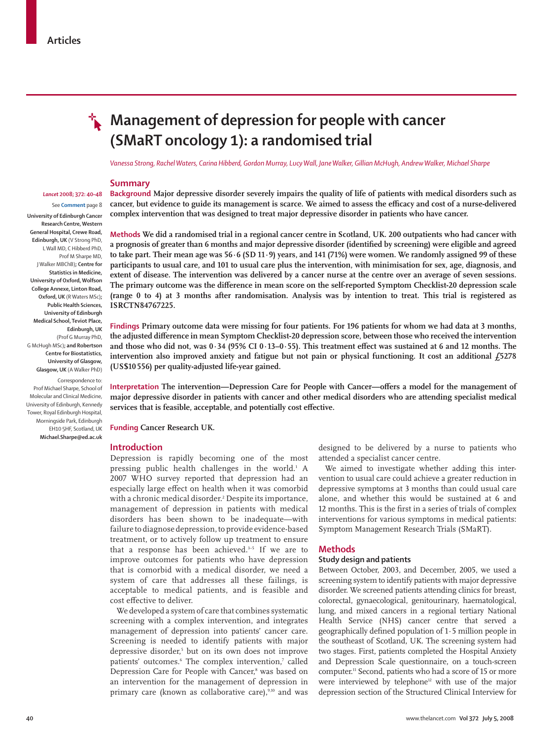# Management of depression for people with cancer (SMaRT oncology 1): a randomised trial

*Vanessa Strong, Rachel Waters, Carina Hibberd, Gordon Murray, Lucy Wall, Jane Walker, Gillian McHugh, Andrew Walker, Michael Sharpe*

*Lancet* 2008; 372: 40–48

See **Comment** page 8

**University of Edinburgh Cancer Research Centre, Western General Hospital, Crewe Road, Edinburgh, UK** (V Strong PhD, L Wall MD, C Hibberd PhD, Prof M Sharpe MD, J Walker MBChB)**; Centre for Statistics in Medicine, University of Oxford, Wolfson College Annexe, Linton Road, Oxford, UK** (R Waters MSc)**; Public Health Sciences, University of Edinburgh Medical School, Teviot Place, Edinburgh, UK** (Prof G Murray PhD, G McHugh MSc)**; and Robertson Centre for Biostatistics, University of Glasgow, Glasgow, UK** (A Walker PhD)

Correspondence to: Prof Michael Sharpe, School of Molecular and Clinical Medicine, University of Edinburgh, Kennedy Tower, Royal Edinburgh Hospital, Morningside Park, Edinburgh EH10 5HF, Scotland, UK **Michael.Sharpe@ed.ac.uk**

## Summary

**Background** Major depressive disorder severely impairs the quality of life of patients with medical disorders such as cancer, but evidence to guide its management is scarce. We aimed to assess the efficacy and cost of a nurse-delivered complex intervention that was designed to treat major depressive disorder in patients who have cancer.

**Methods** We did a randomised trial in a regional cancer centre in Scotland, UK. 200 outpatients who had cancer with a prognosis of greater than 6 months and major depressive disorder (identified by screening) were eligible and agreed to take part. Their mean age was 56·6 (SD 11·9) years, and 141 (71%) were women. We randomly assigned 99 of these participants to usual care, and 101 to usual care plus the intervention, with minimisation for sex, age, diagnosis, and extent of disease. The intervention was delivered by a cancer nurse at the centre over an average of seven sessions. The primary outcome was the difference in mean score on the self-reported Symptom Checklist-20 depression scale (range 0 to 4) at 3 months after randomisation. Analysis was by intention to treat. This trial is registered as ISRCTN84767225.

**Findings** Primary outcome data were missing for four patients. For 196 patients for whom we had data at 3 months, the adjusted difference in mean Symptom Checklist-20 depression score, between those who received the intervention and those who did not, was 0·34 (95% CI 0·13–0·55). This treatment effect was sustained at 6 and 12 months. The intervention also improved anxiety and fatigue but not pain or physical functioning. It cost an additional £5278 (US$10 556) per quality-adjusted life-year gained.

**Interpretation** The intervention—Depression Care for People with Cancer—offers a model for the management of major depressive disorder in patients with cancer and other medical disorders who are attending specialist medical services that is feasible, acceptable, and potentially cost effective.

**Funding** Cancer Research UK.

## Introduction

Depression is rapidly becoming one of the most pressing public health challenges in the world.[1] A 2007 WHO survey reported that depression had an especially large effect on health when it was comorbid with a chronic medical disorder.[2] Despite its importance, management of depression in patients with medical disorders has been shown to be inadequate—with failure to diagnose depression, to provide evidence-based treatment, or to actively follow up treatment to ensure that a response has been achieved.[3–5] If we are to improve outcomes for patients who have depression that is comorbid with a medical disorder, we need a system of care that addresses all these failings, is acceptable to medical patients, and is feasible and cost effective to deliver.

We developed a system of care that combines systematic screening with a complex intervention, and integrates management of depression into patients' cancer care. Screening is needed to identify patients with major depressive disorder,[5] but on its own does not improve patients' outcomes.[6] The complex intervention,[7] called Depression Care for People with Cancer,[8] was based on an intervention for the management of depression in primary care (known as collaborative care),[9,10] and was designed to be delivered by a nurse to patients who attended a specialist cancer centre.

We aimed to investigate whether adding this intervention to usual care could achieve a greater reduction in depressive symptoms at 3 months than could usual care alone, and whether this would be sustained at 6 and 12 months. This is the first in a series of trials of complex interventions for various symptoms in medical patients: Symptom Management Research Trials (SMaRT).

## Methods

### Study design and patients

Between October, 2003, and December, 2005, we used a screening system to identify patients with major depressive disorder. We screened patients attending clinics for breast, colorectal, gynaecological, genitourinary, haematological, lung, and mixed cancers in a regional tertiary National Health Service (NHS) cancer centre that served a geographically defined population of 1·5 million people in the southeast of Scotland, UK. The screening system had two stages. First, patients completed the Hospital Anxiety and Depression Scale questionnaire, on a touch-screen computer.[11] Second, patients who had a score of 15 or more were interviewed by telephone[12] with use of the major depression section of the Structured Clinical Interview for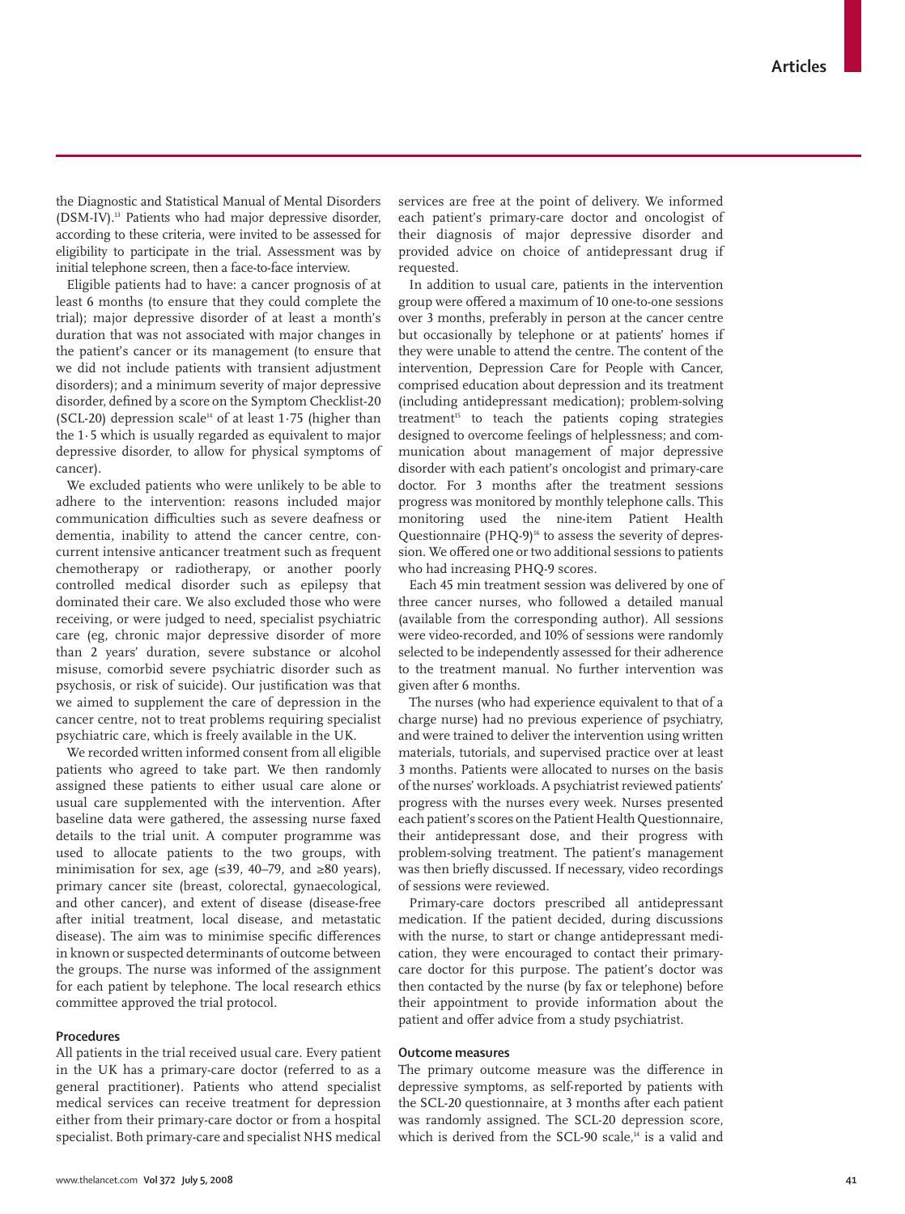the Diagnostic and Statistical Manual of Mental Disorders (DSM-IV).[13] Patients who had major depressive disorder, according to these criteria, were invited to be assessed for eligibility to participate in the trial. Assessment was by initial telephone screen, then a face-to-face interview.

Eligible patients had to have: a cancer prognosis of at least 6 months (to ensure that they could complete the trial); major depressive disorder of at least a month's duration that was not associated with major changes in the patient's cancer or its management (to ensure that we did not include patients with transient adjustment disorders); and a minimum severity of major depressive disorder, defined by a score on the Symptom Checklist-20 (SCL-20) depression scale[14] of at least 1·75 (higher than the 1·5 which is usually regarded as equivalent to major depressive disorder, to allow for physical symptoms of cancer).

We excluded patients who were unlikely to be able to adhere to the intervention: reasons included major communication difficulties such as severe deafness or dementia, inability to attend the cancer centre, concurrent intensive anticancer treatment such as frequent chemotherapy or radiotherapy, or another poorly controlled medical disorder such as epilepsy that dominated their care. We also excluded those who were receiving, or were judged to need, specialist psychiatric care (eg, chronic major depressive disorder of more than 2 years' duration, severe substance or alcohol misuse, comorbid severe psychiatric disorder such as psychosis, or risk of suicide). Our justification was that we aimed to supplement the care of depression in the cancer centre, not to treat problems requiring specialist psychiatric care, which is freely available in the UK.

We recorded written informed consent from all eligible patients who agreed to take part. We then randomly assigned these patients to either usual care alone or usual care supplemented with the intervention. After baseline data were gathered, the assessing nurse faxed details to the trial unit. A computer programme was used to allocate patients to the two groups, with minimisation for sex, age (≤39, 40–79, and ≥80 years), primary cancer site (breast, colorectal, gynaecological, and other cancer), and extent of disease (disease-free after initial treatment, local disease, and metastatic disease). The aim was to minimise specific differences in known or suspected determinants of outcome between the groups. The nurse was informed of the assignment for each patient by telephone. The local research ethics committee approved the trial protocol.

### Procedures

All patients in the trial received usual care. Every patient in the UK has a primary-care doctor (referred to as a general practitioner). Patients who attend specialist medical services can receive treatment for depression either from their primary-care doctor or from a hospital specialist. Both primary-care and specialist NHS medical services are free at the point of delivery. We informed each patient's primary-care doctor and oncologist of their diagnosis of major depressive disorder and provided advice on choice of antidepressant drug if requested.

In addition to usual care, patients in the intervention group were offered a maximum of 10 one-to-one sessions over 3 months, preferably in person at the cancer centre but occasionally by telephone or at patients' homes if they were unable to attend the centre. The content of the intervention, Depression Care for People with Cancer, comprised education about depression and its treatment (including antidepressant medication); problem-solving treatment[15] to teach the patients coping strategies designed to overcome feelings of helplessness; and communication about management of major depressive disorder with each patient's oncologist and primary-care doctor. For 3 months after the treatment sessions progress was monitored by monthly telephone calls. This monitoring used the nine-item Patient Health Questionnaire (PHQ-9)[16] to assess the severity of depression. We offered one or two additional sessions to patients who had increasing PHQ-9 scores.

Each 45 min treatment session was delivered by one of three cancer nurses, who followed a detailed manual (available from the corresponding author). All sessions were video-recorded, and 10% of sessions were randomly selected to be independently assessed for their adherence to the treatment manual. No further intervention was given after 6 months.

The nurses (who had experience equivalent to that of a charge nurse) had no previous experience of psychiatry, and were trained to deliver the intervention using written materials, tutorials, and supervised practice over at least 3 months. Patients were allocated to nurses on the basis of the nurses' workloads. A psychiatrist reviewed patients' progress with the nurses every week. Nurses presented each patient's scores on the Patient Health Questionnaire, their antidepressant dose, and their progress with problem-solving treatment. The patient's management was then briefly discussed. If necessary, video recordings of sessions were reviewed.

Primary-care doctors prescribed all antidepressant medication. If the patient decided, during discussions with the nurse, to start or change antidepressant medication, they were encouraged to contact their primary-care doctor for this purpose. The patient's doctor was then contacted by the nurse (by fax or telephone) before their appointment to provide information about the patient and offer advice from a study psychiatrist.

### Outcome measures

The primary outcome measure was the difference in depressive symptoms, as self-reported by patients with the SCL-20 questionnaire, at 3 months after each patient was randomly assigned. The SCL-20 depression score, which is derived from the SCL-90 scale,[14] is a valid and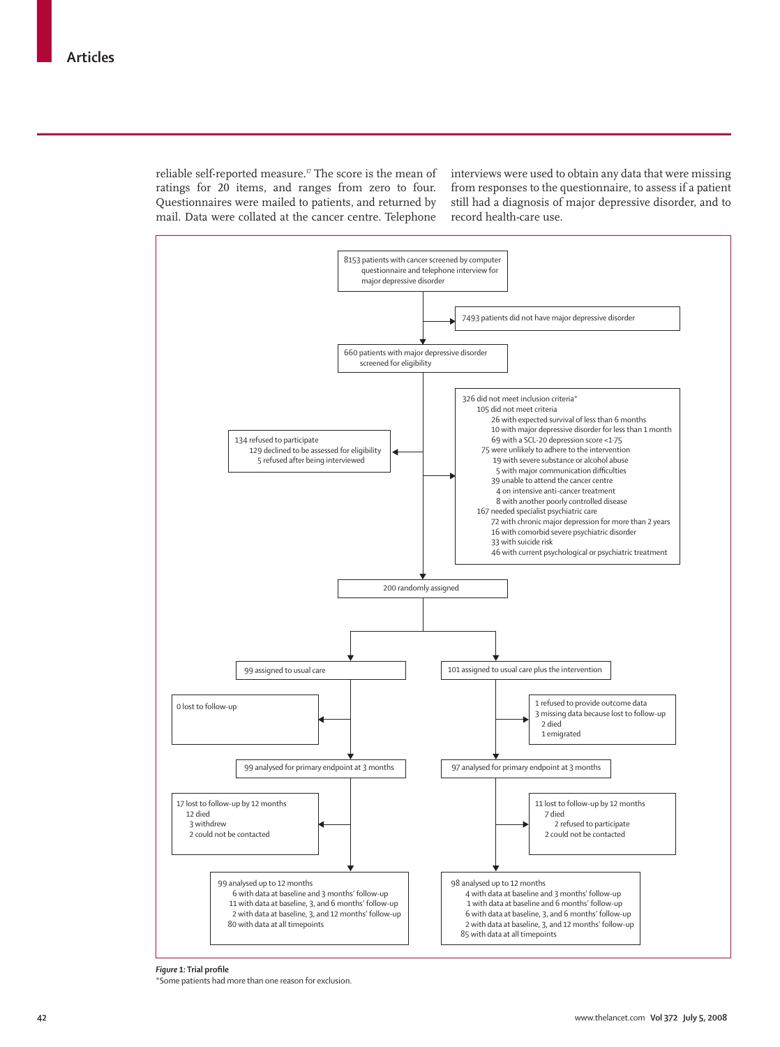reliable self-reported measure.[17] The score is the mean of ratings for 20 items, and ranges from zero to four. Questionnaires were mailed to patients, and returned by mail. Data were collated at the cancer centre. Telephone interviews were used to obtain any data that were missing from responses to the questionnaire, to assess if a patient still had a diagnosis of major depressive disorder, and to record health-care use.

8153 patients with cancer screened by computer questionnaire and telephone interview for major depressive disorder

→ 7493 patients did not have major depressive disorder

660 patients with major depressive disorder screened for eligibility

→ 134 refused to participate
- 129 declined to be assessed for eligibility
- 5 refused after being interviewed

→ 326 did not meet inclusion criteria*
- 105 did not meet criteria
  - 26 with expected survival of less than 6 months
  - 10 with major depressive disorder for less than 1 month
  - 69 with a SCL-20 depression score <1·75
- 75 were unlikely to adhere to the intervention
  - 19 with severe substance or alcohol abuse
  - 5 with major communication difficulties
  - 39 unable to attend the cancer centre
  - 4 on intensive anti-cancer treatment
  - 8 with another poorly controlled disease
- 167 needed specialist psychiatric care
  - 72 with chronic major depression for more than 2 years
  - 16 with comorbid severe psychiatric disorder
  - 33 with suicide risk
  - 46 with current psychological or psychiatric treatment

200 randomly assigned

**Usual care arm**

99 assigned to usual care

→ 0 lost to follow-up

99 analysed for primary endpoint at 3 months

→ 17 lost to follow-up by 12 months
- 12 died
- 3 withdrew
- 2 could not be contacted

99 analysed up to 12 months
- 6 with data at baseline and 3 months' follow-up
- 11 with data at baseline, 3, and 6 months' follow-up
- 2 with data at baseline, 3, and 12 months' follow-up
- 80 with data at all timepoints

**Intervention arm**

101 assigned to usual care plus the intervention

→ 1 refused to provide outcome data
→ 3 missing data because lost to follow-up
- 2 died
- 1 emigrated

97 analysed for primary endpoint at 3 months

→ 11 lost to follow-up by 12 months
- 7 died
- 2 refused to participate
- 2 could not be contacted

98 analysed up to 12 months
- 4 with data at baseline and 3 months' follow-up
- 1 with data at baseline and 6 months' follow-up
- 6 with data at baseline, 3, and 6 months' follow-up
- 2 with data at baseline, 3, and 12 months' follow-up
- 85 with data at all timepoints

*Figure 1:* **Trial profile**

*Some patients had more than one reason for exclusion.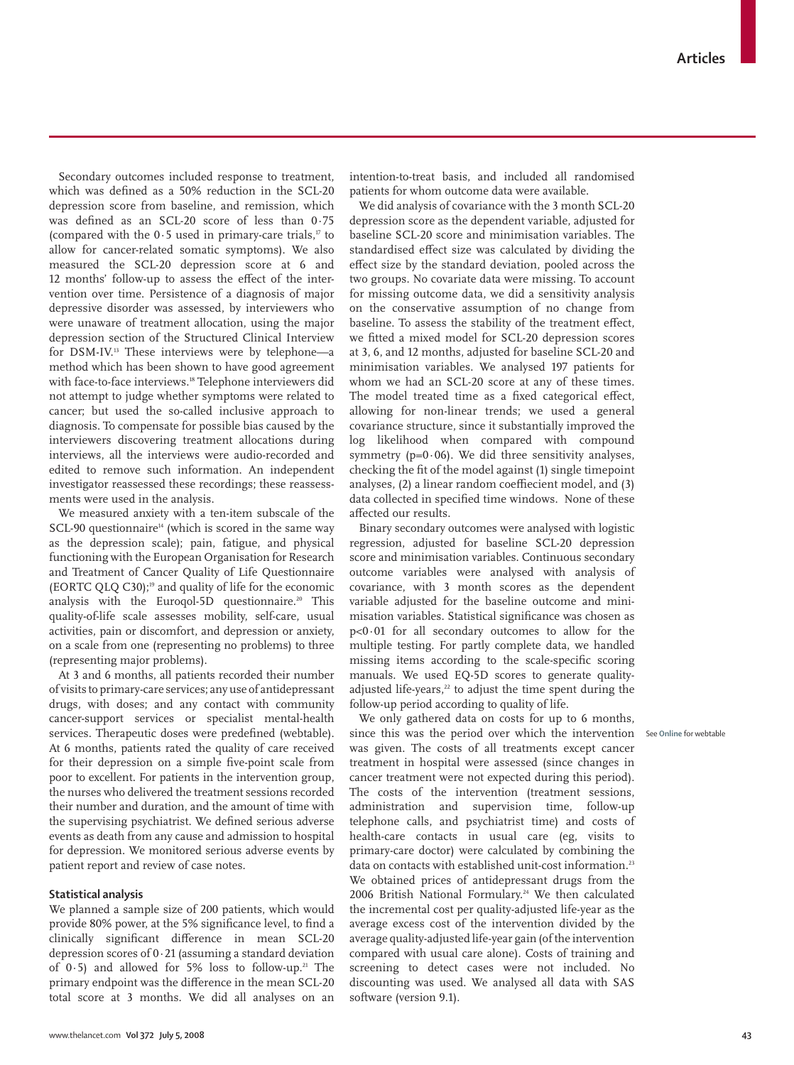Secondary outcomes included response to treatment, which was defined as a 50% reduction in the SCL-20 depression score from baseline, and remission, which was defined as an SCL-20 score of less than 0·75 (compared with the 0·5 used in primary-care trials,[17] to allow for cancer-related somatic symptoms). We also measured the SCL-20 depression score at 6 and 12 months' follow-up to assess the effect of the intervention over time. Persistence of a diagnosis of major depressive disorder was assessed, by interviewers who were unaware of treatment allocation, using the major depression section of the Structured Clinical Interview for DSM-IV.[13] These interviews were by telephone—a method which has been shown to have good agreement with face-to-face interviews.[18] Telephone interviewers did not attempt to judge whether symptoms were related to cancer; but used the so-called inclusive approach to diagnosis. To compensate for possible bias caused by the interviewers discovering treatment allocations during interviews, all the interviews were audio-recorded and edited to remove such information. An independent investigator reassessed these recordings; these reassessments were used in the analysis.

We measured anxiety with a ten-item subscale of the SCL-90 questionnaire[14] (which is scored in the same way as the depression scale); pain, fatigue, and physical functioning with the European Organisation for Research and Treatment of Cancer Quality of Life Questionnaire (EORTC QLQ C30);[19] and quality of life for the economic analysis with the Euroqol-5D questionnaire.[20] This quality-of-life scale assesses mobility, self-care, usual activities, pain or discomfort, and depression or anxiety, on a scale from one (representing no problems) to three (representing major problems).

At 3 and 6 months, all patients recorded their number of visits to primary-care services; any use of antidepressant drugs, with doses; and any contact with community cancer-support services or specialist mental-health services. Therapeutic doses were predefined (webtable). At 6 months, patients rated the quality of care received for their depression on a simple five-point scale from poor to excellent. For patients in the intervention group, the nurses who delivered the treatment sessions recorded their number and duration, and the amount of time with the supervising psychiatrist. We defined serious adverse events as death from any cause and admission to hospital for depression. We monitored serious adverse events by patient report and review of case notes.

### Statistical analysis

We planned a sample size of 200 patients, which would provide 80% power, at the 5% significance level, to find a clinically significant difference in mean SCL-20 depression scores of 0·21 (assuming a standard deviation of 0·5) and allowed for 5% loss to follow-up.[21] The primary endpoint was the difference in the mean SCL-20 total score at 3 months. We did all analyses on an intention-to-treat basis, and included all randomised patients for whom outcome data were available.

We did analysis of covariance with the 3 month SCL-20 depression score as the dependent variable, adjusted for baseline SCL-20 score and minimisation variables. The standardised effect size was calculated by dividing the effect size by the standard deviation, pooled across the two groups. No covariate data were missing. To account for missing outcome data, we did a sensitivity analysis on the conservative assumption of no change from baseline. To assess the stability of the treatment effect, we fitted a mixed model for SCL-20 depression scores at 3, 6, and 12 months, adjusted for baseline SCL-20 and minimisation variables. We analysed 197 patients for whom we had an SCL-20 score at any of these times. The model treated time as a fixed categorical effect, allowing for non-linear trends; we used a general covariance structure, since it substantially improved the log likelihood when compared with compound symmetry ($p=0·06$). We did three sensitivity analyses, checking the fit of the model against (1) single timepoint analyses, (2) a linear random coeffiecient model, and (3) data collected in specified time windows. None of these affected our results.

Binary secondary outcomes were analysed with logistic regression, adjusted for baseline SCL-20 depression score and minimisation variables. Continuous secondary outcome variables were analysed with analysis of covariance, with 3 month scores as the dependent variable adjusted for the baseline outcome and minimisation variables. Statistical significance was chosen as $p<0·01$ for all secondary outcomes to allow for the multiple testing. For partly complete data, we handled missing items according to the scale-specific scoring manuals. We used EQ-5D scores to generate quality-adjusted life-years,[22] to adjust the time spent during the follow-up period according to quality of life.

We only gathered data on costs for up to 6 months, since this was the period over which the intervention was given. The costs of all treatments except cancer treatment in hospital were assessed (since changes in cancer treatment were not expected during this period). The costs of the intervention (treatment sessions, administration and supervision time, follow-up telephone calls, and psychiatrist time) and costs of health-care contacts in usual care (eg, visits to primary-care doctor) were calculated by combining the data on contacts with established unit-cost information.[23] We obtained prices of antidepressant drugs from the 2006 British National Formulary.[24] We then calculated the incremental cost per quality-adjusted life-year as the average excess cost of the intervention divided by the average quality-adjusted life-year gain (of the intervention compared with usual care alone). Costs of training and screening to detect cases were not included. No discounting was used. We analysed all data with SAS software (version 9.1).

See Online for webtable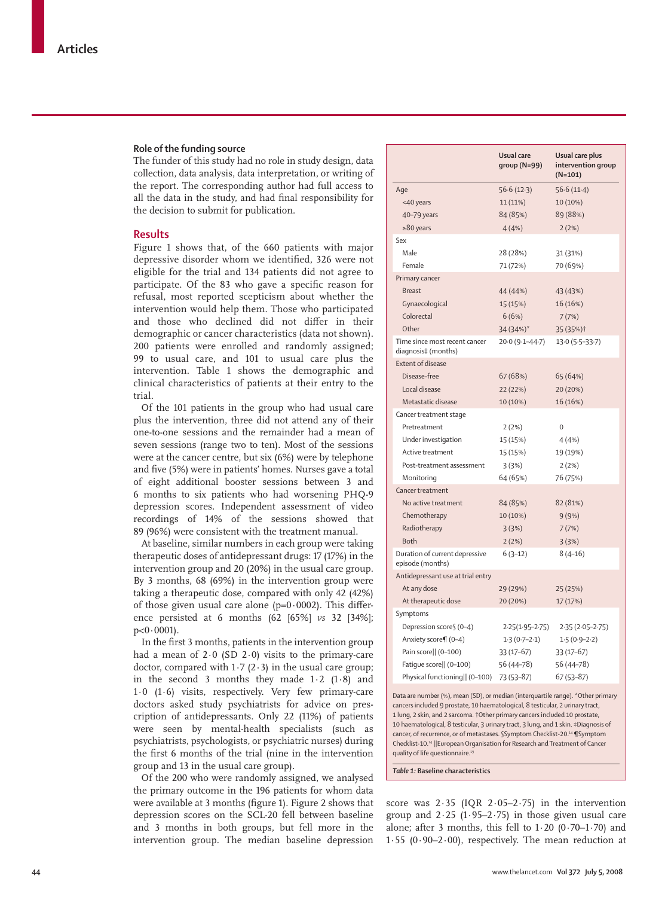## Role of the funding source

The funder of this study had no role in study design, data collection, data analysis, data interpretation, or writing of the report. The corresponding author had full access to all the data in the study, and had final responsibility for the decision to submit for publication.

## Results

Figure 1 shows that, of the 660 patients with major depressive disorder whom we identified, 326 were not eligible for the trial and 134 patients did not agree to participate. Of the 83 who gave a specific reason for refusal, most reported scepticism about whether the intervention would help them. Those who participated and those who declined did not differ in their demographic or cancer characteristics (data not shown). 200 patients were enrolled and randomly assigned; 99 to usual care, and 101 to usual care plus the intervention. Table 1 shows the demographic and clinical characteristics of patients at their entry to the trial.

Of the 101 patients in the group who had usual care plus the intervention, three did not attend any of their one-to-one sessions and the remainder had a mean of seven sessions (range two to ten). Most of the sessions were at the cancer centre, but six (6%) were by telephone and five (5%) were in patients' homes. Nurses gave a total of eight additional booster sessions between 3 and 6 months to six patients who had worsening PHQ-9 depression scores. Independent assessment of video recordings of 14% of the sessions showed that 89 (96%) were consistent with the treatment manual.

At baseline, similar numbers in each group were taking therapeutic doses of antidepressant drugs: 17 (17%) in the intervention group and 20 (20%) in the usual care group. By 3 months, 68 (69%) in the intervention group were taking a therapeutic dose, compared with only 42 (42%) of those given usual care alone ($p=0·0002$). This difference persisted at 6 months (62 [65%] *vs* 32 [34%]; $p<0·0001$).

In the first 3 months, patients in the intervention group had a mean of 2·0 (SD 2·0) visits to the primary-care doctor, compared with 1·7 (2·3) in the usual care group; in the second 3 months they made 1·2 (1·8) and 1·0 (1·6) visits, respectively. Very few primary-care doctors asked study psychiatrists for advice on prescription of antidepressants. Only 22 (11%) of patients were seen by mental-health specialists (such as psychiatrists, psychologists, or psychiatric nurses) during the first 6 months of the trial (nine in the intervention group and 13 in the usual care group).

Of the 200 who were randomly assigned, we analysed the primary outcome in the 196 patients for whom data were available at 3 months (figure 1). Figure 2 shows that depression scores on the SCL-20 fell between baseline and 3 months in both groups, but fell more in the intervention group. The median baseline depression score was 2·35 (IQR 2·05–2·75) in the intervention group and 2·25 (1·95–2·75) in those given usual care alone; after 3 months, this fell to 1·20 (0·70–1·70) and 1·55 (0·90–2·00), respectively. The mean reduction at

| | Usual care group (N=99) | Usual care plus intervention group (N=101) |
|---|---|---|
| Age | 56·6 (12·3) | 56·6 (11·4) |
| <40 years | 11 (11%) | 10 (10%) |
| 40–79 years | 84 (85%) | 89 (88%) |
| ≥80 years | 4 (4%) | 2 (2%) |
| Sex | | |
| Male | 28 (28%) | 31 (31%) |
| Female | 71 (72%) | 70 (69%) |
| Primary cancer | | |
| Breast | 44 (44%) | 43 (43%) |
| Gynaecological | 15 (15%) | 16 (16%) |
| Colorectal | 6 (6%) | 7 (7%) |
| Other | 34 (34%)* | 35 (35%)† |
| Time since most recent cancer diagnosis‡ (months) | 20·0 (9·1–44·7) | 13·0 (5·5–33·7) |
| Extent of disease | | |
| Disease-free | 67 (68%) | 65 (64%) |
| Local disease | 22 (22%) | 20 (20%) |
| Metastatic disease | 10 (10%) | 16 (16%) |
| Cancer treatment stage | | |
| Pretreatment | 2 (2%) | 0 |
| Under investigation | 15 (15%) | 4 (4%) |
| Active treatment | 15 (15%) | 19 (19%) |
| Post-treatment assessment | 3 (3%) | 2 (2%) |
| Monitoring | 64 (65%) | 76 (75%) |
| Cancer treatment | | |
| No active treatment | 84 (85%) | 82 (81%) |
| Chemotherapy | 10 (10%) | 9 (9%) |
| Radiotherapy | 3 (3%) | 7 (7%) |
| Both | 2 (2%) | 3 (3%) |
| Duration of current depressive episode (months) | 6 (3–12) | 8 (4–16) |
| Antidepressant use at trial entry | | |
| At any dose | 29 (29%) | 25 (25%) |
| At therapeutic dose | 20 (20%) | 17 (17%) |
| Symptoms | | |
| Depression score§ (0–4) | 2·25(1·95–2·75) | 2·35 (2·05–2·75) |
| Anxiety score¶ (0–4) | 1·3 (0·7–2·1) | 1·5 (0·9–2·2) |
| Pain score‖ (0–100) | 33 (17–67) | 33 (17–67) |
| Fatigue score‖ (0–100) | 56 (44–78) | 56 (44–78) |
| Physical functioning‖ (0–100) | 73 (53–87) | 67 (53–87) |

Data are number (%), mean (SD), or median (interquartile range). *Other primary cancers included 9 prostate, 10 haematological, 8 testicular, 2 urinary tract, 1 lung, 2 skin, and 2 sarcoma. †Other primary cancers included 10 prostate, 10 haematological, 8 testicular, 3 urinary tract, 3 lung, and 1 skin. ‡Diagnosis of cancer, of recurrence, or of metastases. §Symptom Checklist-20.[14] ¶Symptom Checklist-10.[14] ‖European Organisation for Research and Treatment of Cancer quality of life questionnaire.[19]

*Table 1:* **Baseline characteristics**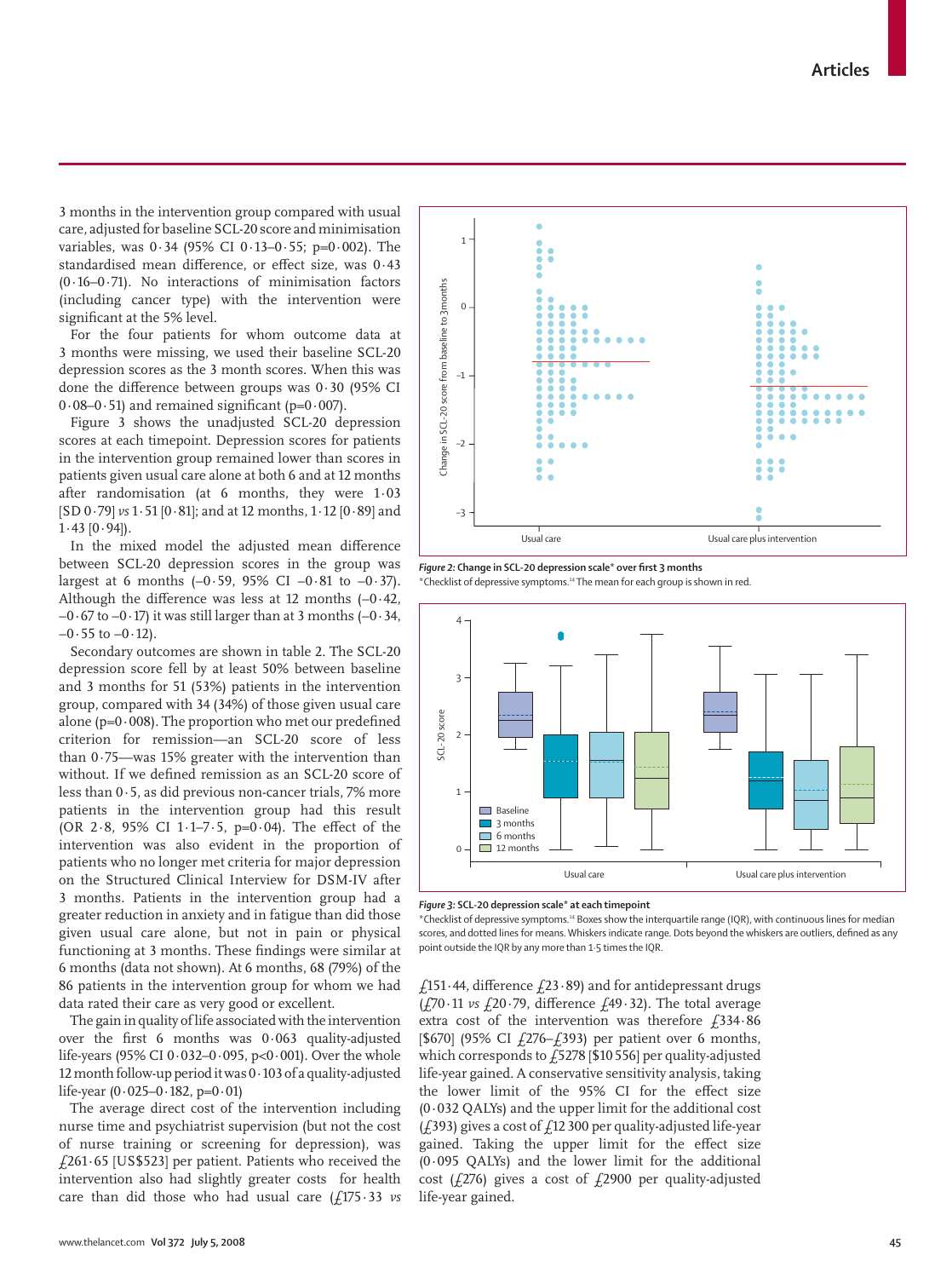3 months in the intervention group compared with usual care, adjusted for baseline SCL-20 score and minimisation variables, was 0·34 (95% CI 0·13–0·55; p=0·002). The standardised mean difference, or effect size, was 0·43 (0·16–0·71). No interactions of minimisation factors (including cancer type) with the intervention were significant at the 5% level.

For the four patients for whom outcome data at 3 months were missing, we used their baseline SCL-20 depression scores as the 3 month scores. When this was done the difference between groups was 0·30 (95% CI 0·08–0·51) and remained significant (p=0·007).

Figure 3 shows the unadjusted SCL-20 depression scores at each timepoint. Depression scores for patients in the intervention group remained lower than scores in patients given usual care alone at both 6 and at 12 months after randomisation (at 6 months, they were 1·03 [SD 0·79] *vs* 1·51 [0·81]; and at 12 months, 1·12 [0·89] and 1·43 [0·94]).

In the mixed model the adjusted mean difference between SCL-20 depression scores in the group was largest at 6 months (–0·59, 95% CI –0·81 to –0·37). Although the difference was less at 12 months (–0·42, –0·67 to –0·17) it was still larger than at 3 months (–0·34, –0·55 to –0·12).

Secondary outcomes are shown in table 2. The SCL-20 depression score fell by at least 50% between baseline and 3 months for 51 (53%) patients in the intervention group, compared with 34 (34%) of those given usual care alone (p=0·008). The proportion who met our predefined criterion for remission—an SCL-20 score of less than 0·75—was 15% greater with the intervention than without. If we defined remission as an SCL-20 score of less than 0·5, as did previous non-cancer trials, 7% more patients in the intervention group had this result (OR 2·8, 95% CI 1·1–7·5, p=0·04). The effect of the intervention was also evident in the proportion of patients who no longer met criteria for major depression on the Structured Clinical Interview for DSM-IV after 3 months. Patients in the intervention group had a greater reduction in anxiety and in fatigue than did those given usual care alone, but not in pain or physical functioning at 3 months. These findings were similar at 6 months (data not shown). At 6 months, 68 (79%) of the 86 patients in the intervention group for whom we had data rated their care as very good or excellent.

The gain in quality of life associated with the intervention over the first 6 months was 0·063 quality-adjusted life-years (95% CI 0·032–0·095, p<0·001). Over the whole 12 month follow-up period it was 0·103 of a quality-adjusted life-year (0·025–0·182, p=0·01)

The average direct cost of the intervention including nurse time and psychiatrist supervision (but not the cost of nurse training or screening for depression), was £261·65 [US$523] per patient. Patients who received the intervention also had slightly greater costs for health care than did those who had usual care (£175·33 *vs* £151·44, difference £23·89) and for antidepressant drugs (£70·11 *vs* £20·79, difference £49·32). The total average extra cost of the intervention was therefore £334·86 [$670] (95% CI £276–£393) per patient over 6 months, which corresponds to £5278 [$10 556] per quality-adjusted life-year gained. A conservative sensitivity analysis, taking the lower limit of the 95% CI for the effect size (0·032 QALYs) and the upper limit for the additional cost (£393) gives a cost of £12 300 per quality-adjusted life-year gained. Taking the upper limit for the effect size (0·095 QALYs) and the lower limit for the additional cost (£276) gives a cost of £2900 per quality-adjusted life-year gained.

***Figure 2:*** **Change in SCL-20 depression scale\* over first 3 months**
\*Checklist of depressive symptoms.[14] The mean for each group is shown in red.

***Figure 3:*** **SCL-20 depression scale\* at each timepoint**
\*Checklist of depressive symptoms.[14] Boxes show the interquartile range (IQR), with continuous lines for median scores, and dotted lines for means. Whiskers indicate range. Dots beyond the whiskers are outliers, defined as any point outside the IQR by any more than 1·5 times the IQR.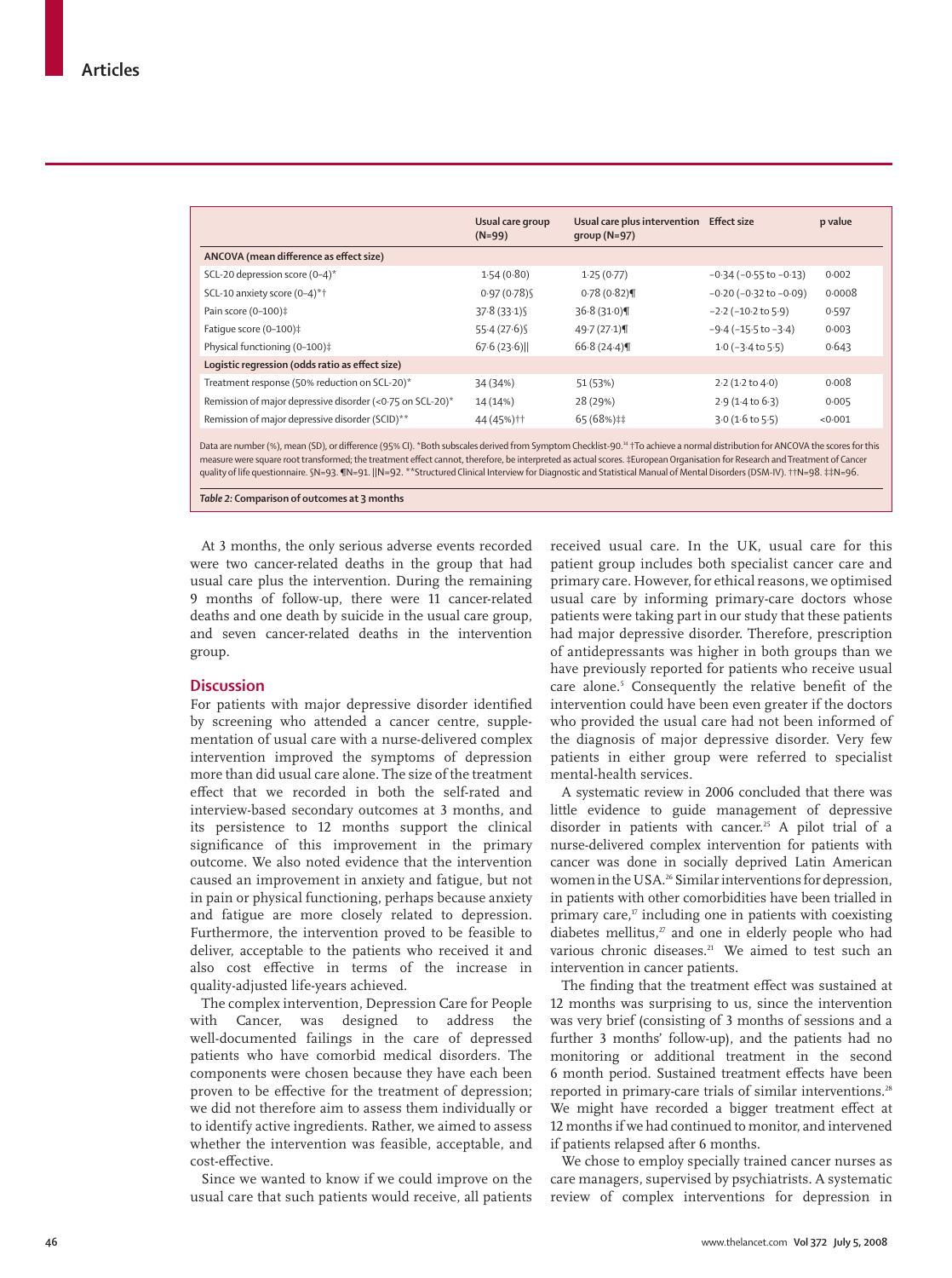| | Usual care group (N=99) | Usual care plus intervention group (N=97) | Effect size | p value |
|---|---|---|---|---|
| **ANCOVA (mean difference as effect size)** | | | | |
| SCL-20 depression score (0–4)* | 1·54 (0·80) | 1·25 (0·77) | −0·34 (−0·55 to −0·13) | 0·002 |
| SCL-10 anxiety score (0–4)*† | 0·97 (0·78)§ | 0·78 (0·82)¶ | −0·20 (−0·32 to −0·09) | 0·0008 |
| Pain score (0–100)‡ | 37·8 (33·1)§ | 36·8 (31·0)¶ | −2·2 (−10·2 to 5·9) | 0·597 |
| Fatigue score (0–100)‡ | 55·4 (27·6)§ | 49·7 (27·1)¶ | −9·4 (−15·5 to −3·4) | 0·003 |
| Physical functioning (0–100)‡ | 67·6 (23·6)‖ | 66·8 (24·4)¶ | 1·0 (−3·4 to 5·5) | 0·643 |
| **Logistic regression (odds ratio as effect size)** | | | | |
| Treatment response (50% reduction on SCL-20)* | 34 (34%) | 51 (53%) | 2·2 (1·2 to 4·0) | 0·008 |
| Remission of major depressive disorder (<0·75 on SCL-20)* | 14 (14%) | 28 (29%) | 2·9 (1·4 to 6·3) | 0·005 |
| Remission of major depressive disorder (SCID)** | 44 (45%)†† | 65 (68%)‡‡ | 3·0 (1·6 to 5·5) | <0·001 |

Data are number (%), mean (SD), or difference (95% CI). *Both subscales derived from Symptom Checklist-90.[14] †To achieve a normal distribution for ANCOVA the scores for this measure were square root transformed; the treatment effect cannot, therefore, be interpreted as actual scores. ‡European Organisation for Research and Treatment of Cancer quality of life questionnaire. §N=93. ¶N=91. ‖N=92. **Structured Clinical Interview for Diagnostic and Statistical Manual of Mental Disorders (DSM-IV). ††N=98. ‡‡N=96.

*Table 2:* **Comparison of outcomes at 3 months**

At 3 months, the only serious adverse events recorded were two cancer-related deaths in the group that had usual care plus the intervention. During the remaining 9 months of follow-up, there were 11 cancer-related deaths and one death by suicide in the usual care group, and seven cancer-related deaths in the intervention group.

## Discussion

For patients with major depressive disorder identified by screening who attended a cancer centre, supplementation of usual care with a nurse-delivered complex intervention improved the symptoms of depression more than did usual care alone. The size of the treatment effect that we recorded in both the self-rated and interview-based secondary outcomes at 3 months, and its persistence to 12 months support the clinical significance of this improvement in the primary outcome. We also noted evidence that the intervention caused an improvement in anxiety and fatigue, but not in pain or physical functioning, perhaps because anxiety and fatigue are more closely related to depression. Furthermore, the intervention proved to be feasible to deliver, acceptable to the patients who received it and also cost effective in terms of the increase in quality-adjusted life-years achieved.

The complex intervention, Depression Care for People with Cancer, was designed to address the well-documented failings in the care of depressed patients who have comorbid medical disorders. The components were chosen because they have each been proven to be effective for the treatment of depression; we did not therefore aim to assess them individually or to identify active ingredients. Rather, we aimed to assess whether the intervention was feasible, acceptable, and cost-effective.

Since we wanted to know if we could improve on the usual care that such patients would receive, all patients received usual care. In the UK, usual care for this patient group includes both specialist cancer care and primary care. However, for ethical reasons, we optimised usual care by informing primary-care doctors whose patients were taking part in our study that these patients had major depressive disorder. Therefore, prescription of antidepressants was higher in both groups than we have previously reported for patients who receive usual care alone.[5] Consequently the relative benefit of the intervention could have been even greater if the doctors who provided the usual care had not been informed of the diagnosis of major depressive disorder. Very few patients in either group were referred to specialist mental-health services.

A systematic review in 2006 concluded that there was little evidence to guide management of depressive disorder in patients with cancer.[25] A pilot trial of a nurse-delivered complex intervention for patients with cancer was done in socially deprived Latin American women in the USA.[26] Similar interventions for depression, in patients with other comorbidities have been trialled in primary care,[17] including one in patients with coexisting diabetes mellitus,[27] and one in elderly people who had various chronic diseases.[21] We aimed to test such an intervention in cancer patients.

The finding that the treatment effect was sustained at 12 months was surprising to us, since the intervention was very brief (consisting of 3 months of sessions and a further 3 months' follow-up), and the patients had no monitoring or additional treatment in the second 6 month period. Sustained treatment effects have been reported in primary-care trials of similar interventions.[28] We might have recorded a bigger treatment effect at 12 months if we had continued to monitor, and intervened if patients relapsed after 6 months.

We chose to employ specially trained cancer nurses as care managers, supervised by psychiatrists. A systematic review of complex interventions for depression in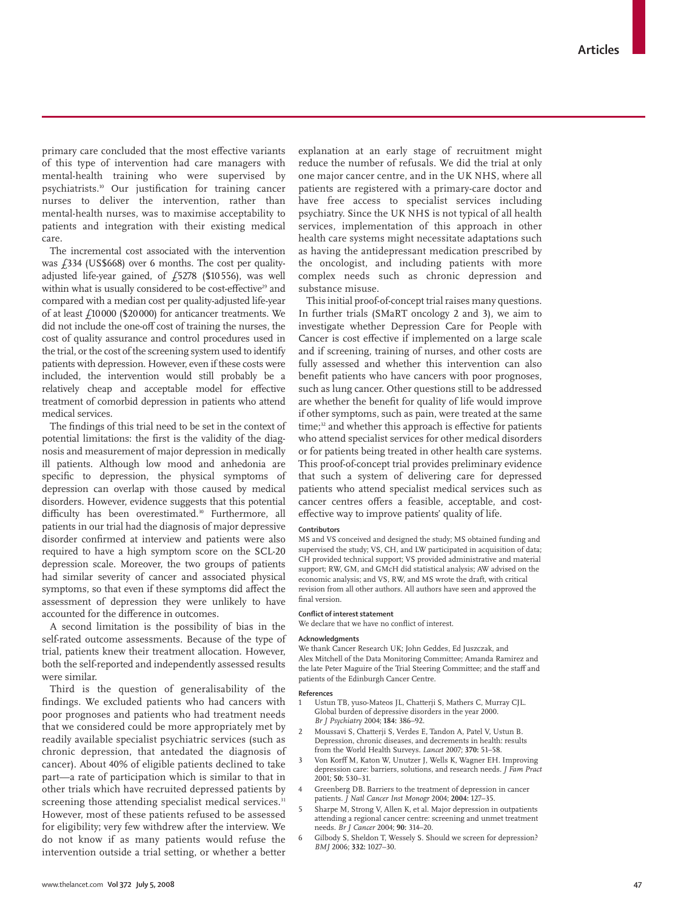primary care concluded that the most effective variants of this type of intervention had care managers with mental-health training who were supervised by psychiatrists.[10] Our justification for training cancer nurses to deliver the intervention, rather than mental-health nurses, was to maximise acceptability to patients and integration with their existing medical care.

The incremental cost associated with the intervention was £334 (US$668) over 6 months. The cost per quality-adjusted life-year gained, of £5278 ($10 556), was well within what is usually considered to be cost-effective[29] and compared with a median cost per quality-adjusted life-year of at least £10 000 ($20 000) for anticancer treatments. We did not include the one-off cost of training the nurses, the cost of quality assurance and control procedures used in the trial, or the cost of the screening system used to identify patients with depression. However, even if these costs were included, the intervention would still probably be a relatively cheap and acceptable model for effective treatment of comorbid depression in patients who attend medical services.

The findings of this trial need to be set in the context of potential limitations: the first is the validity of the diagnosis and measurement of major depression in medically ill patients. Although low mood and anhedonia are specific to depression, the physical symptoms of depression can overlap with those caused by medical disorders. However, evidence suggests that this potential difficulty has been overestimated.[30] Furthermore, all patients in our trial had the diagnosis of major depressive disorder confirmed at interview and patients were also required to have a high symptom score on the SCL-20 depression scale. Moreover, the two groups of patients had similar severity of cancer and associated physical symptoms, so that even if these symptoms did affect the assessment of depression they were unlikely to have accounted for the difference in outcomes.

A second limitation is the possibility of bias in the self-rated outcome assessments. Because of the type of trial, patients knew their treatment allocation. However, both the self-reported and independently assessed results were similar.

Third is the question of generalisability of the findings. We excluded patients who had cancers with poor prognoses and patients who had treatment needs that we considered could be more appropriately met by readily available specialist psychiatric services (such as chronic depression, that antedated the diagnosis of cancer). About 40% of eligible patients declined to take part—a rate of participation which is similar to that in other trials which have recruited depressed patients by screening those attending specialist medical services.[31] However, most of these patients refused to be assessed for eligibility; very few withdrew after the interview. We do not know if as many patients would refuse the intervention outside a trial setting, or whether a better explanation at an early stage of recruitment might reduce the number of refusals. We did the trial at only one major cancer centre, and in the UK NHS, where all patients are registered with a primary-care doctor and have free access to specialist services including psychiatry. Since the UK NHS is not typical of all health services, implementation of this approach in other health care systems might necessitate adaptations such as having the antidepressant medication prescribed by the oncologist, and including patients with more complex needs such as chronic depression and substance misuse.

This initial proof-of-concept trial raises many questions. In further trials (SMaRT oncology 2 and 3), we aim to investigate whether Depression Care for People with Cancer is cost effective if implemented on a large scale and if screening, training of nurses, and other costs are fully assessed and whether this intervention can also benefit patients who have cancers with poor prognoses, such as lung cancer. Other questions still to be addressed are whether the benefit for quality of life would improve if other symptoms, such as pain, were treated at the same time;[32] and whether this approach is effective for patients who attend specialist services for other medical disorders or for patients being treated in other health care systems. This proof-of-concept trial provides preliminary evidence that such a system of delivering care for depressed patients who attend specialist medical services such as cancer centres offers a feasible, acceptable, and cost-effective way to improve patients' quality of life.

#### Contributors

MS and VS conceived and designed the study; MS obtained funding and supervised the study; VS, CH, and LW participated in acquisition of data; CH provided technical support; VS provided administrative and material support; RW, GM, and GMcH did statistical analysis; AW advised on the economic analysis; and VS, RW, and MS wrote the draft, with critical revision from all other authors. All authors have seen and approved the final version.

#### Conflict of interest statement

We declare that we have no conflict of interest.

#### Acknowledgments

We thank Cancer Research UK; John Geddes, Ed Juszczak, and Alex Mitchell of the Data Monitoring Committee; Amanda Ramirez and the late Peter Maguire of the Trial Steering Committee; and the staff and patients of the Edinburgh Cancer Centre.

#### References

1. Ustun TB, yuso-Mateos JL, Chatterji S, Mathers C, Murray CJL. Global burden of depressive disorders in the year 2000. *Br J Psychiatry* 2004; **184:** 386–92.
2. Moussavi S, Chatterji S, Verdes E, Tandon A, Patel V, Ustun B. Depression, chronic diseases, and decrements in health: results from the World Health Surveys. *Lancet* 2007; **370:** 51–58.
3. Von Korff M, Katon W, Unutzer J, Wells K, Wagner EH. Improving depression care: barriers, solutions, and research needs. *J Fam Pract* 2001; **50:** 530–31.
4. Greenberg DB. Barriers to the treatment of depression in cancer patients. *J Natl Cancer Inst Monogr* 2004; **2004:** 127–35.
5. Sharpe M, Strong V, Allen K, et al. Major depression in outpatients attending a regional cancer centre: screening and unmet treatment needs. *Br J Cancer* 2004; **90:** 314–20.
6. Gilbody S, Sheldon T, Wessely S. Should we screen for depression? *BMJ* 2006; **332:** 1027–30.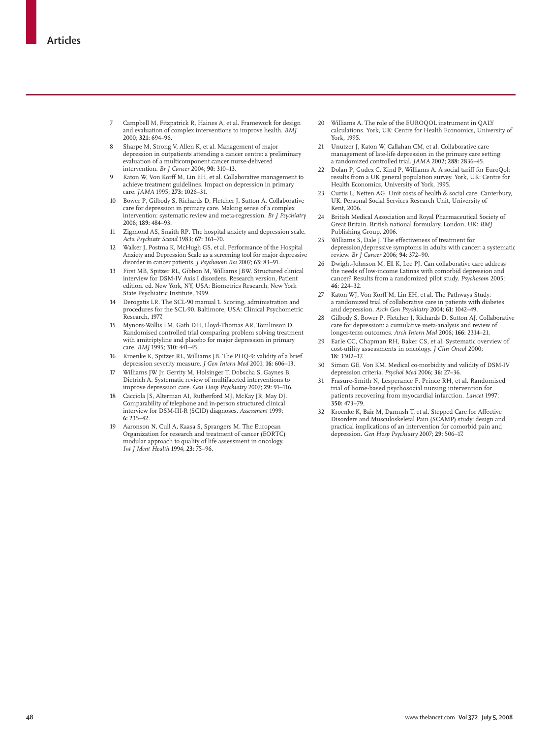7 Campbell M, Fitzpatrick R, Haines A, et al. Framework for design and evaluation of complex interventions to improve health. *BMJ* 2000; **321:** 694–96.

8 Sharpe M, Strong V, Allen K, et al. Management of major depression in outpatients attending a cancer centre: a preliminary evaluation of a multicomponent cancer nurse-delivered intervention. *Br J Cancer* 2004; **90:** 310–13.

9 Katon W, Von Korff M, Lin EH, et al. Collaborative management to achieve treatment guidelines. Impact on depression in primary care. *JAMA* 1995; **273:** 1026–31.

10 Bower P, Gilbody S, Richards D, Fletcher J, Sutton A. Collaborative care for depression in primary care. Making sense of a complex intervention: systematic review and meta-regression. *Br J Psychiatry* 2006; **189:** 484–93.

11 Zigmond AS, Snaith RP. The hospital anxiety and depression scale. *Acta Psychiatr Scand* 1983; **67:** 361–70.

12 Walker J, Postma K, McHugh GS, et al. Performance of the Hospital Anxiety and Depression Scale as a screening tool for major depressive disorder in cancer patients. *J Psychosom Res* 2007; **63:** 83–91.

13 First MB, Spitzer RL, Gibbon M, Williams JBW. Structured clinical interview for DSM-IV Axis I disorders. Research version, Patient edition. ed. New York, NY, USA: Biometrics Research, New York State Psychiatric Institute, 1999.

14 Derogatis LR. The SCL-90 manual 1. Scoring, administration and procedures for the SCL-90. Baltimore, USA: Clinical Psychometric Research, 1977.

15 Mynors-Wallis LM, Gath DH, Lloyd-Thomas AR, Tomlinson D. Randomised controlled trial comparing problem solving treatment with amitriptyline and placebo for major depression in primary care. *BMJ* 1995; **310:** 441–45.

16 Kroenke K, Spitzer RL, Williams JB. The PHQ-9: validity of a brief depression severity measure. *J Gen Intern Med* 2001; **16:** 606–13.

17 Williams JW Jr, Gerrity M, Holsinger T, Dobscha S, Gaynes B, Dietrich A. Systematic review of multifaceted interventions to improve depression care. *Gen Hosp Psychiatry* 2007; **29:** 91–116.

18 Cacciola JS, Alterman AI, Rutherford MJ, McKay JR, May DJ. Comparability of telephone and in-person structured clinical interview for DSM-III-R (SCID) diagnoses. *Assessment* 1999; **6:** 235–42.

19 Aaronson N, Cull A, Kaasa S, Sprangers M. The European Organization for research and treatment of cancer (EORTC) modular approach to quality of life assessment in oncology. *Int J Ment Health* 1994; **23:** 75–96.

20 Williams A. The role of the EUROQOL instrument in QALY calculations. York, UK: Centre for Health Economics, University of York, 1995.

21 Unutzer J, Katon W, Callahan CM, et al. Collaborative care management of late-life depression in the primary care setting: a randomized controlled trial. *JAMA* 2002; **288:** 2836–45.

22 Dolan P, Gudex C, Kind P, Williams A. A social tariff for EuroQol: results from a UK general population survey. York, UK: Centre for Health Economics, University of York, 1995.

23 Curtis L, Netten AG. Unit costs of health & social care. Canterbury, UK: Personal Social Services Research Unit, University of Kent, 2006.

24 British Medical Association and Royal Pharmaceutical Society of Great Britain. British national formulary. London, UK: *BMJ* Publishing Group, 2006.

25 Williams S, Dale J. The effectiveness of treatment for depression/depressive symptoms in adults with cancer: a systematic review. *Br J Cancer* 2006; **94:** 372–90.

26 Dwight-Johnson M, Ell K, Lee PJ. Can collaborative care address the needs of low-income Latinas with comorbid depression and cancer? Results from a randomized pilot study. *Psychosom* 2005; **46:** 224–32.

27 Katon WJ, Von Korff M, Lin EH, et al. The Pathways Study: a randomized trial of collaborative care in patients with diabetes and depression. *Arch Gen Psychiatry* 2004; **61:** 1042–49.

28 Gilbody S, Bower P, Fletcher J, Richards D, Sutton AJ. Collaborative care for depression: a cumulative meta-analysis and review of longer-term outcomes. *Arch Intern Med* 2006; **166:** 2314–21.

29 Earle CC, Chapman RH, Baker CS, et al. Systematic overview of cost-utility assessments in oncology. *J Clin Oncol* 2000; **18:** 3302–17.

30 Simon GE, Von KM. Medical co-morbidity and validity of DSM-IV depression criteria. *Psychol Med* 2006; **36:** 27–36.

31 Frasure-Smith N, Lesperance F, Prince RH, et al. Randomised trial of home-based psychosocial nursing intervention for patients recovering from myocardial infarction. *Lancet* 1997; **350:** 473–79.

32 Kroenke K, Bair M, Damush T, et al. Stepped Care for Affective Disorders and Musculoskeletal Pain (SCAMP) study: design and practical implications of an intervention for comorbid pain and depression. *Gen Hosp Psychiatry* 2007; **29:** 506–17.